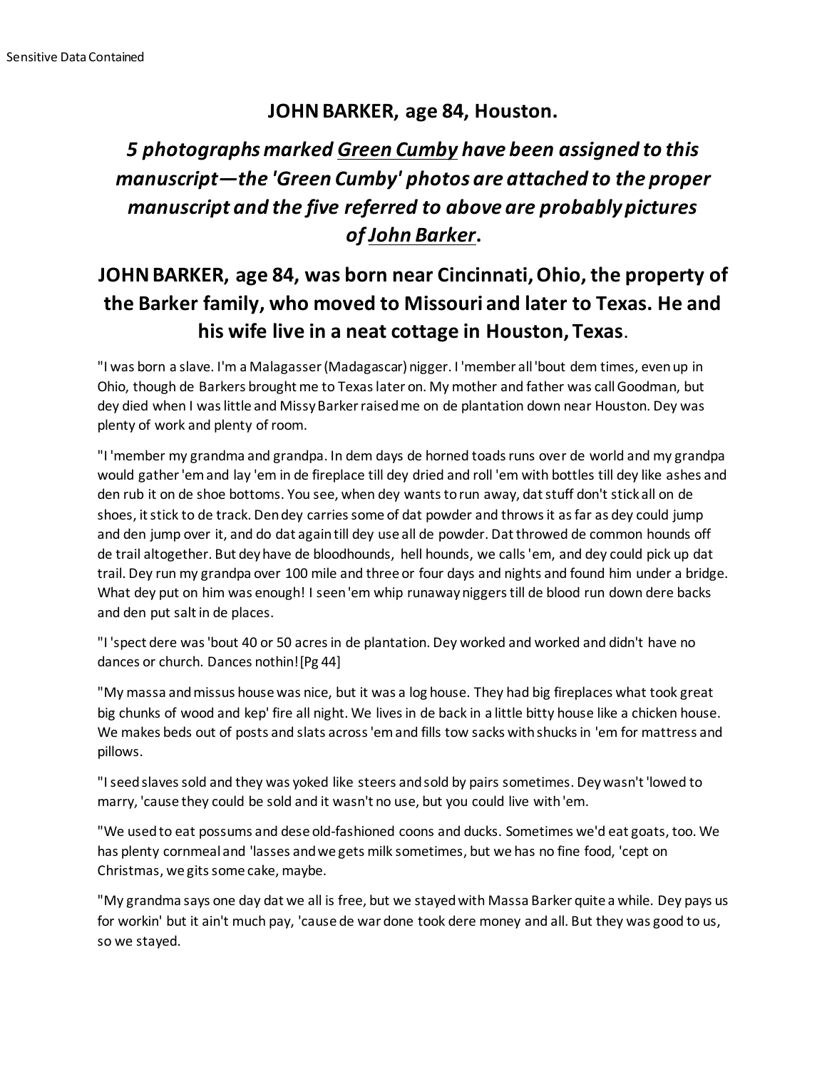Sensitive Data Contained

## JOHN BARKER, age 84, Houston.

### *5 photographs marked Green Cumby have been assigned to this manuscript—the 'Green Cumby' photos are attached to the proper manuscript and the five referred to above are probably pictures of John Barker.*

### JOHN BARKER, age 84, was born near Cincinnati, Ohio, the property of the Barker family, who moved to Missouri and later to Texas. He and his wife live in a neat cottage in Houston, Texas.

"I was born a slave. I'm a Malagasser (Madagascar) nigger. I 'member all 'bout dem times, even up in Ohio, though de Barkers brought me to Texas later on. My mother and father was call Goodman, but dey died when I was little and Missy Barker raised me on de plantation down near Houston. Dey was plenty of work and plenty of room.

"I 'member my grandma and grandpa. In dem days de horned toads runs over de world and my grandpa would gather 'em and lay 'em in de fireplace till dey dried and roll 'em with bottles till dey like ashes and den rub it on de shoe bottoms. You see, when dey wants to run away, dat stuff don't stick all on de shoes, it stick to de track. Den dey carries some of dat powder and throws it as far as dey could jump and den jump over it, and do dat again till dey use all de powder. Dat throwed de common hounds off de trail altogether. But dey have de bloodhounds, hell hounds, we calls 'em, and dey could pick up dat trail. Dey run my grandpa over 100 mile and three or four days and nights and found him under a bridge. What dey put on him was enough! I seen 'em whip runaway niggers till de blood run down dere backs and den put salt in de places.

"I 'spect dere was 'bout 40 or 50 acres in de plantation. Dey worked and worked and didn't have no dances or church. Dances nothin! [Pg 44]

"My massa and missus house was nice, but it was a log house. They had big fireplaces what took great big chunks of wood and kep' fire all night. We lives in de back in a little bitty house like a chicken house. We makes beds out of posts and slats across 'em and fills tow sacks with shucks in 'em for mattress and pillows.

"I seed slaves sold and they was yoked like steers and sold by pairs sometimes. Dey wasn't 'lowed to marry, 'cause they could be sold and it wasn't no use, but you could live with 'em.

"We used to eat possums and dese old-fashioned coons and ducks. Sometimes we'd eat goats, too. We has plenty cornmeal and 'lasses and we gets milk sometimes, but we has no fine food, 'cept on Christmas, we gits some cake, maybe.

"My grandma says one day dat we all is free, but we stayed with Massa Barker quite a while. Dey pays us for workin' but it ain't much pay, 'cause de war done took dere money and all. But they was good to us, so we stayed.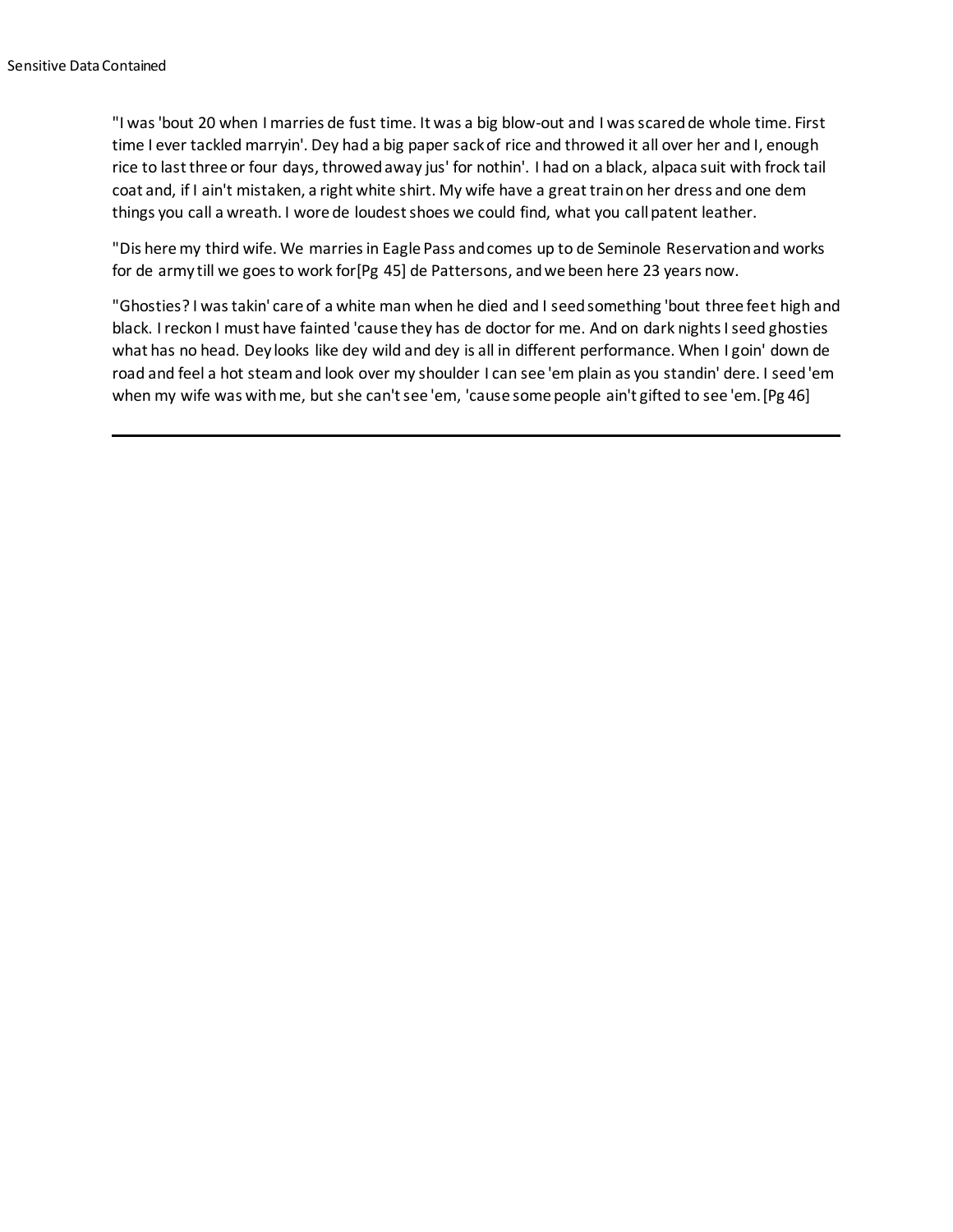"I was 'bout 20 when I marries de fust time. It was a big blow-out and I was scared de whole time. First time I ever tackled marryin'. Dey had a big paper sack of rice and throwed it all over her and I, enough rice to last three or four days, throwed away jus' for nothin'. I had on a black, alpaca suit with frock tail coat and, if I ain't mistaken, a right white shirt. My wife have a great train on her dress and one dem things you call a wreath. I wore de loudest shoes we could find, what you call patent leather.

"Dis here my third wife. We marries in Eagle Pass and comes up to de Seminole Reservation and works for de army till we goes to work for[Pg 45] de Pattersons, and we been here 23 years now.

"Ghosties? I was takin' care of a white man when he died and I seed something 'bout three feet high and black. I reckon I must have fainted 'cause they has de doctor for me. And on dark nights I seed ghosties what has no head. Dey looks like dey wild and dey is all in different performance. When I goin' down de road and feel a hot steam and look over my shoulder I can see 'em plain as you standin' dere. I seed 'em when my wife was with me, but she can't see 'em, 'cause some people ain't gifted to see 'em.[Pg 46]

---